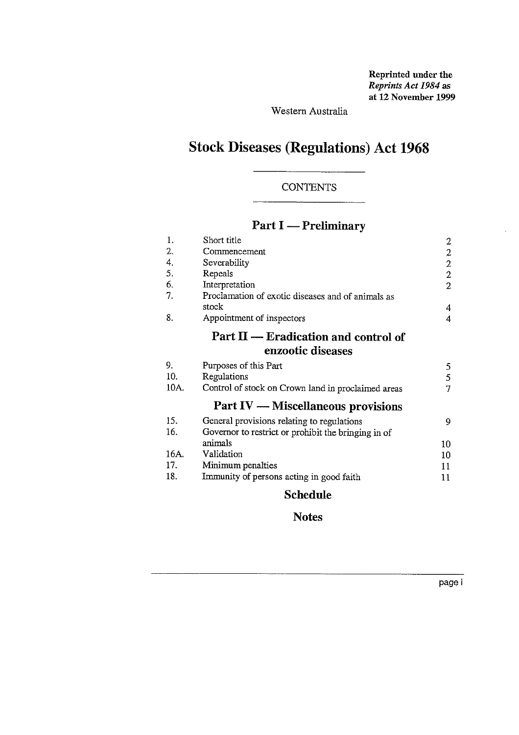**Reprinted under the *Reprints Act 1984* as at 12 November 1999**

Western Australia

# Stock Diseases (Regulations) Act 1968

CONTENTS

## Part I — Preliminary

| | | |
|---|---|---|
| 1. | Short title | 2 |
| 2. | Commencement | 2 |
| 4. | Severability | 2 |
| 5. | Repeals | 2 |
| 6. | Interpretation | 2 |
| 7. | Proclamation of exotic diseases and of animals as stock | 4 |
| 8. | Appointment of inspectors | 4 |

## Part II — Eradication and control of enzootic diseases

| | | |
|---|---|---|
| 9. | Purposes of this Part | 5 |
| 10. | Regulations | 5 |
| 10A. | Control of stock on Crown land in proclaimed areas | 7 |

## Part IV — Miscellaneous provisions

| | | |
|---|---|---|
| 15. | General provisions relating to regulations | 9 |
| 16. | Governor to restrict or prohibit the bringing in of animals | 10 |
| 16A. | Validation | 10 |
| 17. | Minimum penalties | 11 |
| 18. | Immunity of persons acting in good faith | 11 |

## Schedule

## Notes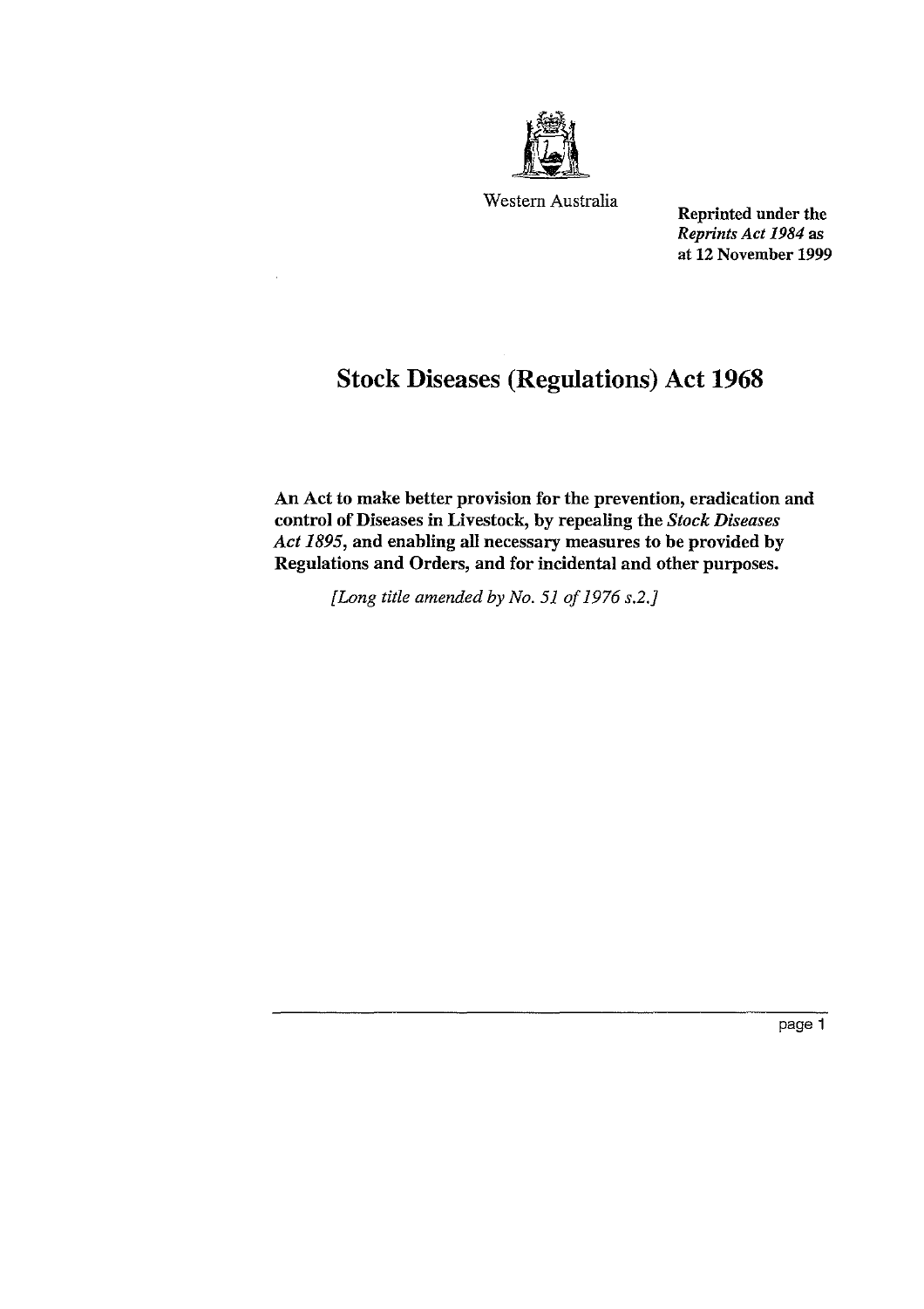Western Australia

**Reprinted under the *Reprints Act 1984* as at 12 November 1999**

# Stock Diseases (Regulations) Act 1968

**An Act to make better provision for the prevention, eradication and control of Diseases in Livestock, by repealing the *Stock Diseases Act 1895*, and enabling all necessary measures to be provided by Regulations and Orders, and for incidental and other purposes.**

*[Long title amended by No. 51 of 1976 s.2.]*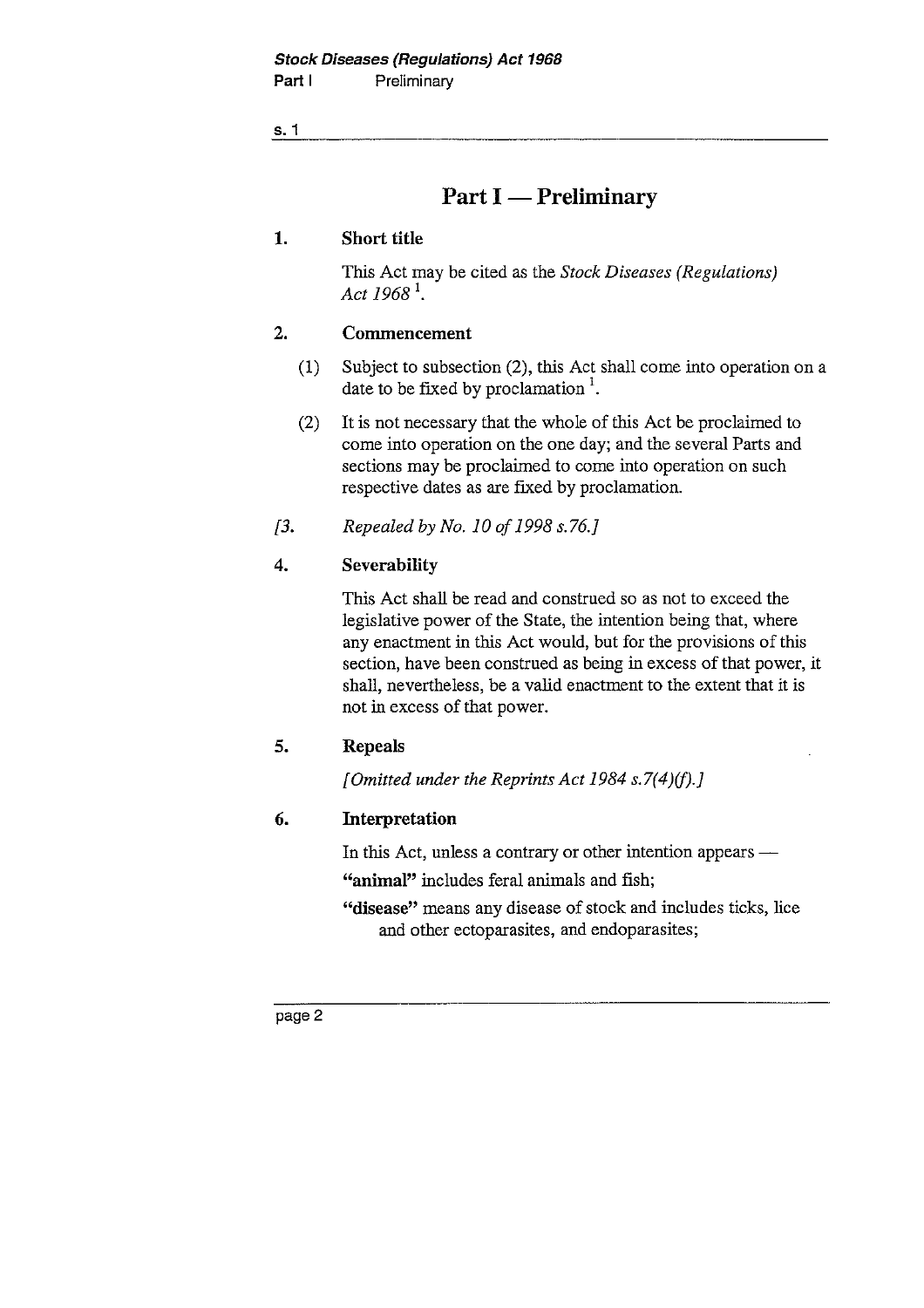# Part I — Preliminary

**1. Short title**

This Act may be cited as the *Stock Diseases (Regulations) Act 1968* [1].

**2. Commencement**

(1) Subject to subsection (2), this Act shall come into operation on a date to be fixed by proclamation [1].

(2) It is not necessary that the whole of this Act be proclaimed to come into operation on the one day; and the several Parts and sections may be proclaimed to come into operation on such respective dates as are fixed by proclamation.

*[3. Repealed by No. 10 of 1998 s.76.]*

**4. Severability**

This Act shall be read and construed so as not to exceed the legislative power of the State, the intention being that, where any enactment in this Act would, but for the provisions of this section, have been construed as being in excess of that power, it shall, nevertheless, be a valid enactment to the extent that it is not in excess of that power.

**5. Repeals**

*[Omitted under the Reprints Act 1984 s.7(4)(f).]*

**6. Interpretation**

In this Act, unless a contrary or other intention appears —

**"animal"** includes feral animals and fish;

**"disease"** means any disease of stock and includes ticks, lice and other ectoparasites, and endoparasites;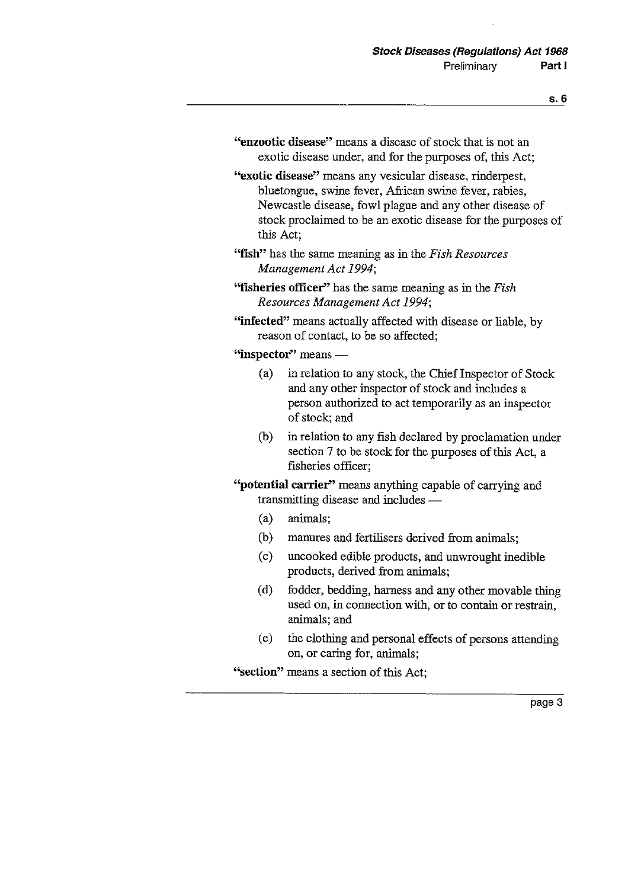"**enzootic disease**" means a disease of stock that is not an exotic disease under, and for the purposes of, this Act;

"**exotic disease**" means any vesicular disease, rinderpest, bluetongue, swine fever, African swine fever, rabies, Newcastle disease, fowl plague and any other disease of stock proclaimed to be an exotic disease for the purposes of this Act;

"**fish**" has the same meaning as in the *Fish Resources Management Act 1994*;

"**fisheries officer**" has the same meaning as in the *Fish Resources Management Act 1994*;

"**infected**" means actually affected with disease or liable, by reason of contact, to be so affected;

"**inspector**" means —

(a) in relation to any stock, the Chief Inspector of Stock and any other inspector of stock and includes a person authorized to act temporarily as an inspector of stock; and

(b) in relation to any fish declared by proclamation under section 7 to be stock for the purposes of this Act, a fisheries officer;

"**potential carrier**" means anything capable of carrying and transmitting disease and includes —

(a) animals;

(b) manures and fertilisers derived from animals;

(c) uncooked edible products, and unwrought inedible products, derived from animals;

(d) fodder, bedding, harness and any other movable thing used on, in connection with, or to contain or restrain, animals; and

(e) the clothing and personal effects of persons attending on, or caring for, animals;

"**section**" means a section of this Act;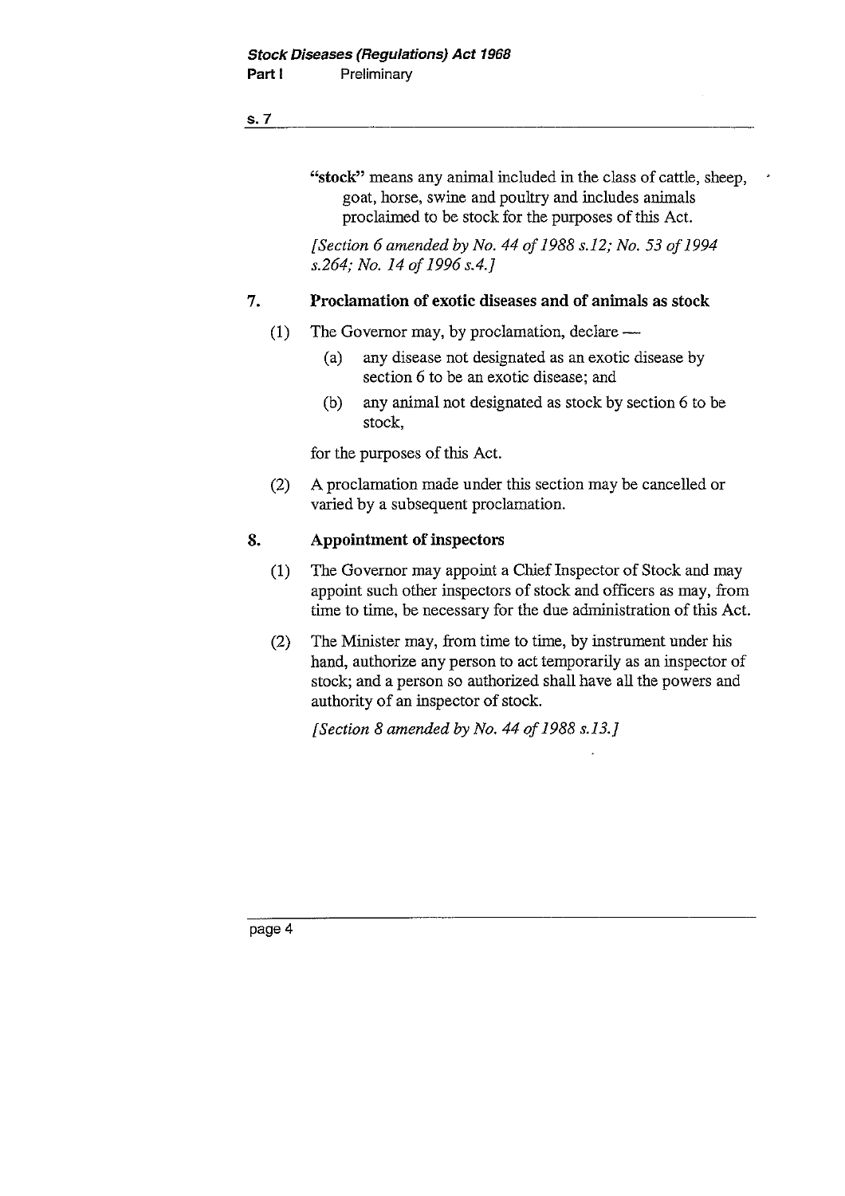"**stock**" means any animal included in the class of cattle, sheep, goat, horse, swine and poultry and includes animals proclaimed to be stock for the purposes of this Act.

*[Section 6 amended by No. 44 of 1988 s.12; No. 53 of 1994 s.264; No. 14 of 1996 s.4.]*

## 7. Proclamation of exotic diseases and of animals as stock

(1) The Governor may, by proclamation, declare —

(a) any disease not designated as an exotic disease by section 6 to be an exotic disease; and

(b) any animal not designated as stock by section 6 to be stock,

for the purposes of this Act.

(2) A proclamation made under this section may be cancelled or varied by a subsequent proclamation.

## 8. Appointment of inspectors

(1) The Governor may appoint a Chief Inspector of Stock and may appoint such other inspectors of stock and officers as may, from time to time, be necessary for the due administration of this Act.

(2) The Minister may, from time to time, by instrument under his hand, authorize any person to act temporarily as an inspector of stock; and a person so authorized shall have all the powers and authority of an inspector of stock.

*[Section 8 amended by No. 44 of 1988 s.13.]*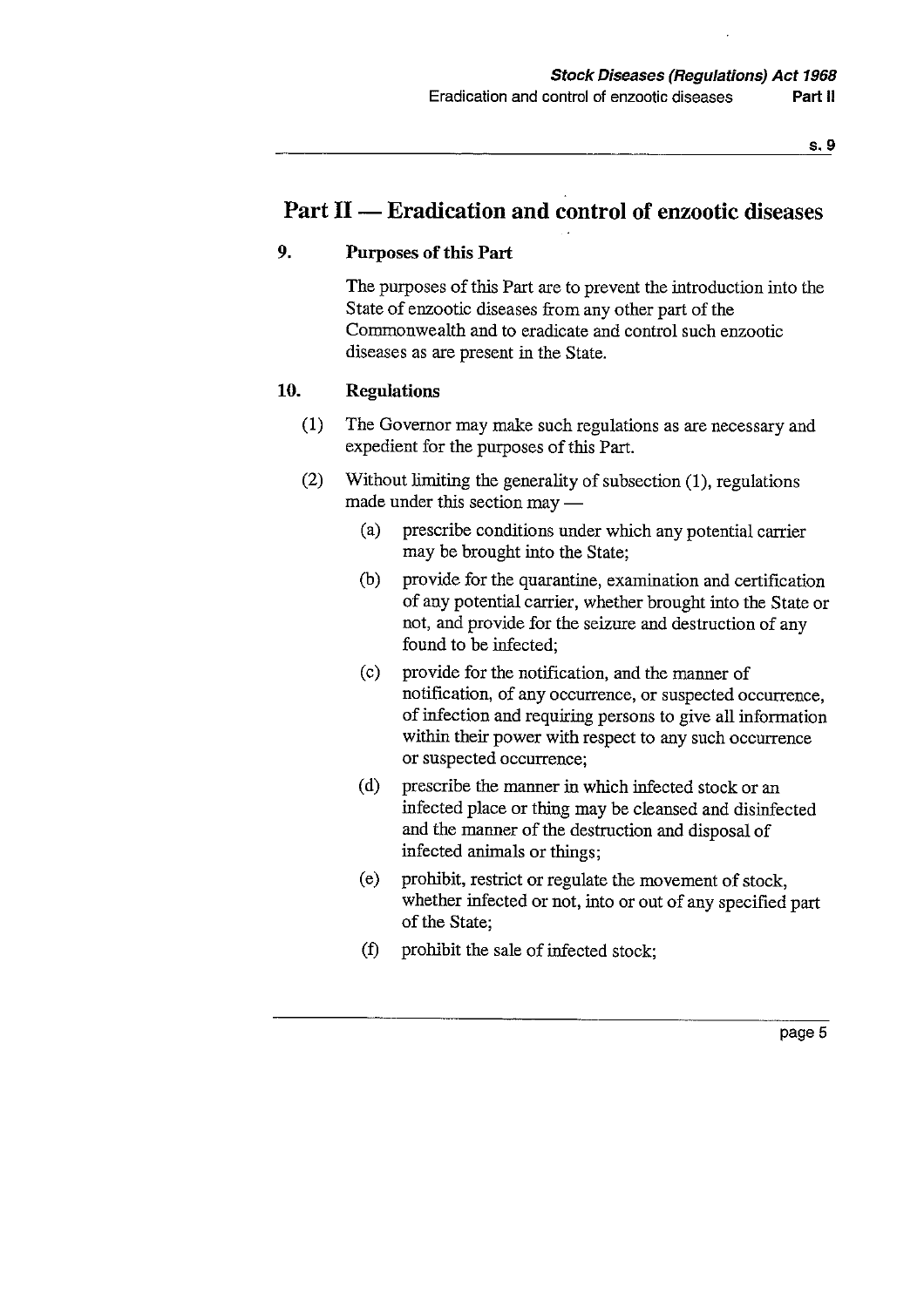# Part II — Eradication and control of enzootic diseases

## 9. Purposes of this Part

The purposes of this Part are to prevent the introduction into the State of enzootic diseases from any other part of the Commonwealth and to eradicate and control such enzootic diseases as are present in the State.

## 10. Regulations

(1) The Governor may make such regulations as are necessary and expedient for the purposes of this Part.

(2) Without limiting the generality of subsection (1), regulations made under this section may —

(a) prescribe conditions under which any potential carrier may be brought into the State;

(b) provide for the quarantine, examination and certification of any potential carrier, whether brought into the State or not, and provide for the seizure and destruction of any found to be infected;

(c) provide for the notification, and the manner of notification, of any occurrence, or suspected occurrence, of infection and requiring persons to give all information within their power with respect to any such occurrence or suspected occurrence;

(d) prescribe the manner in which infected stock or an infected place or thing may be cleansed and disinfected and the manner of the destruction and disposal of infected animals or things;

(e) prohibit, restrict or regulate the movement of stock, whether infected or not, into or out of any specified part of the State;

(f) prohibit the sale of infected stock;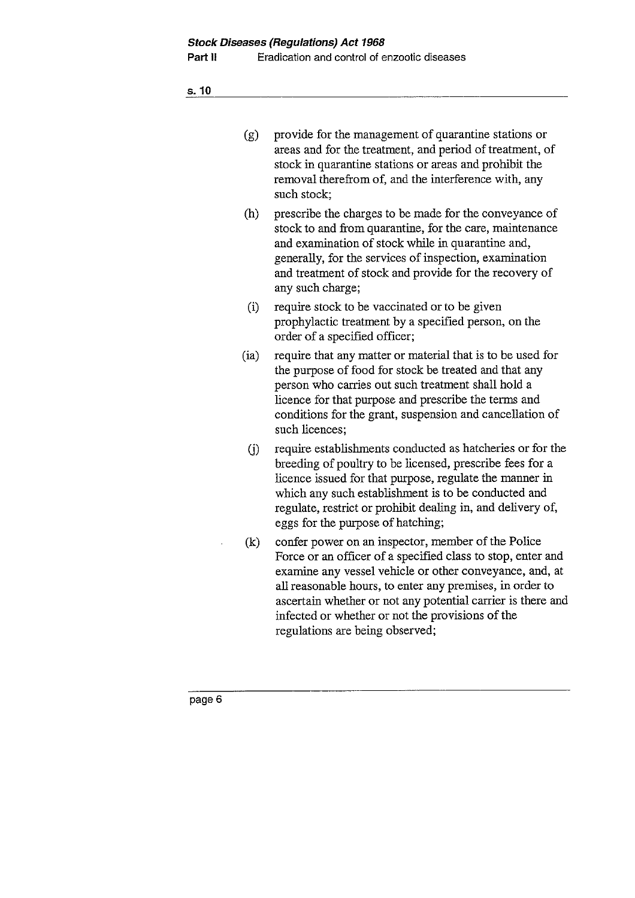(g) provide for the management of quarantine stations or areas and for the treatment, and period of treatment, of stock in quarantine stations or areas and prohibit the removal therefrom of, and the interference with, any such stock;

(h) prescribe the charges to be made for the conveyance of stock to and from quarantine, for the care, maintenance and examination of stock while in quarantine and, generally, for the services of inspection, examination and treatment of stock and provide for the recovery of any such charge;

(i) require stock to be vaccinated or to be given prophylactic treatment by a specified person, on the order of a specified officer;

(ia) require that any matter or material that is to be used for the purpose of food for stock be treated and that any person who carries out such treatment shall hold a licence for that purpose and prescribe the terms and conditions for the grant, suspension and cancellation of such licences;

(j) require establishments conducted as hatcheries or for the breeding of poultry to be licensed, prescribe fees for a licence issued for that purpose, regulate the manner in which any such establishment is to be conducted and regulate, restrict or prohibit dealing in, and delivery of, eggs for the purpose of hatching;

(k) confer power on an inspector, member of the Police Force or an officer of a specified class to stop, enter and examine any vessel vehicle or other conveyance, and, at all reasonable hours, to enter any premises, in order to ascertain whether or not any potential carrier is there and infected or whether or not the provisions of the regulations are being observed;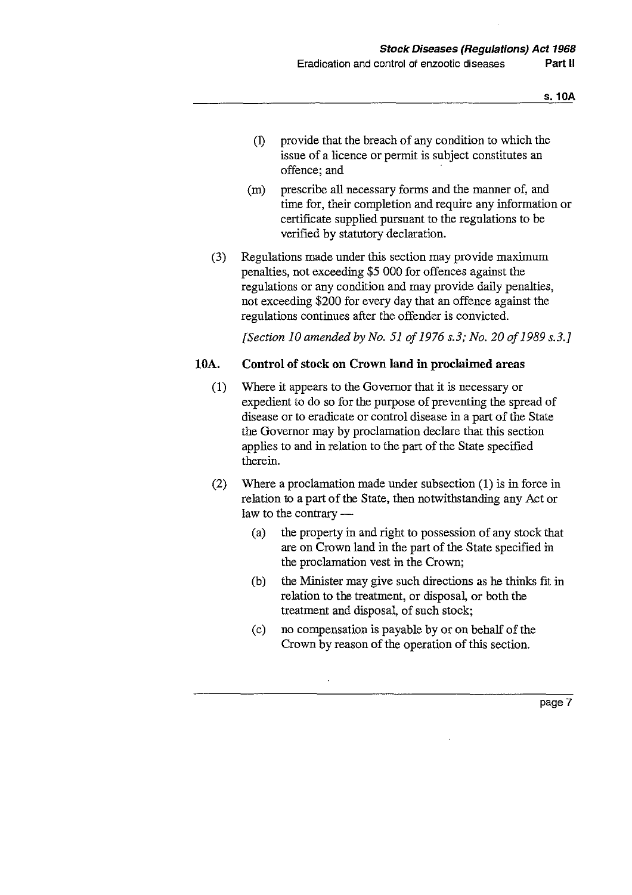(l) provide that the breach of any condition to which the issue of a licence or permit is subject constitutes an offence; and

(m) prescribe all necessary forms and the manner of, and time for, their completion and require any information or certificate supplied pursuant to the regulations to be verified by statutory declaration.

(3) Regulations made under this section may provide maximum penalties, not exceeding $5 000 for offences against the regulations or any condition and may provide daily penalties, not exceeding $200 for every day that an offence against the regulations continues after the offender is convicted.

*[Section 10 amended by No. 51 of 1976 s.3; No. 20 of 1989 s.3.]*

## 10A. Control of stock on Crown land in proclaimed areas

(1) Where it appears to the Governor that it is necessary or expedient to do so for the purpose of preventing the spread of disease or to eradicate or control disease in a part of the State the Governor may by proclamation declare that this section applies to and in relation to the part of the State specified therein.

(2) Where a proclamation made under subsection (1) is in force in relation to a part of the State, then notwithstanding any Act or law to the contrary —

(a) the property in and right to possession of any stock that are on Crown land in the part of the State specified in the proclamation vest in the Crown;

(b) the Minister may give such directions as he thinks fit in relation to the treatment, or disposal, or both the treatment and disposal, of such stock;

(c) no compensation is payable by or on behalf of the Crown by reason of the operation of this section.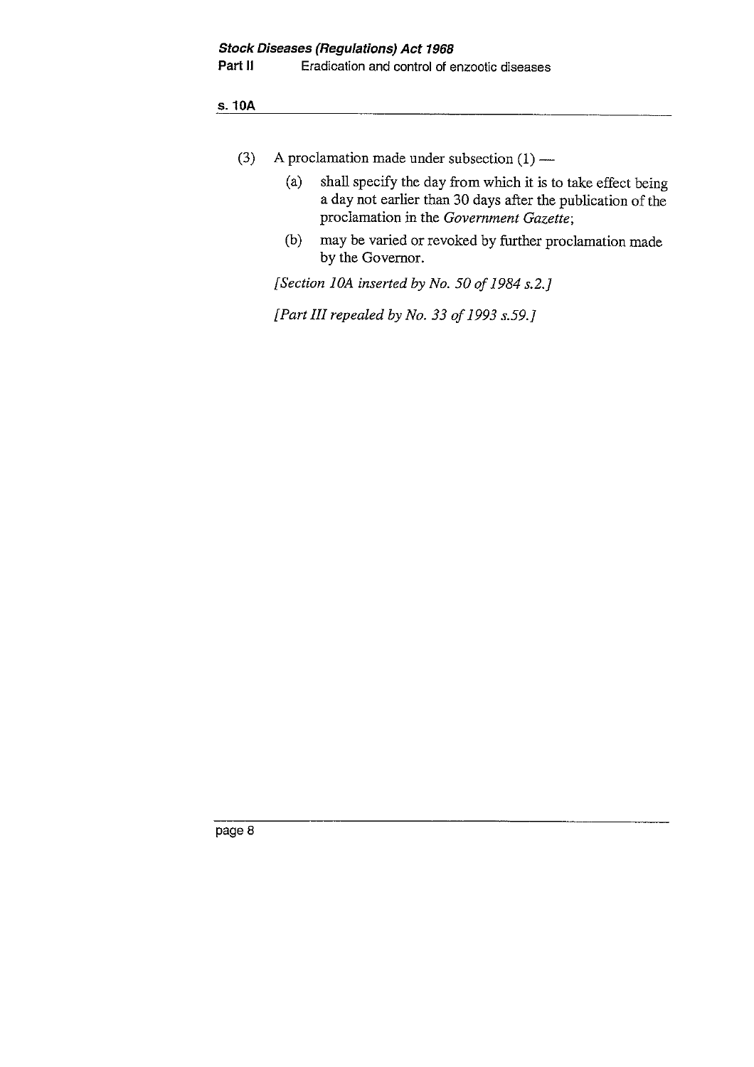(3) A proclamation made under subsection (1) —

(a) shall specify the day from which it is to take effect being a day not earlier than 30 days after the publication of the proclamation in the *Government Gazette*;

(b) may be varied or revoked by further proclamation made by the Governor.

*[Section 10A inserted by No. 50 of 1984 s.2.]*

*[Part III repealed by No. 33 of 1993 s.59.]*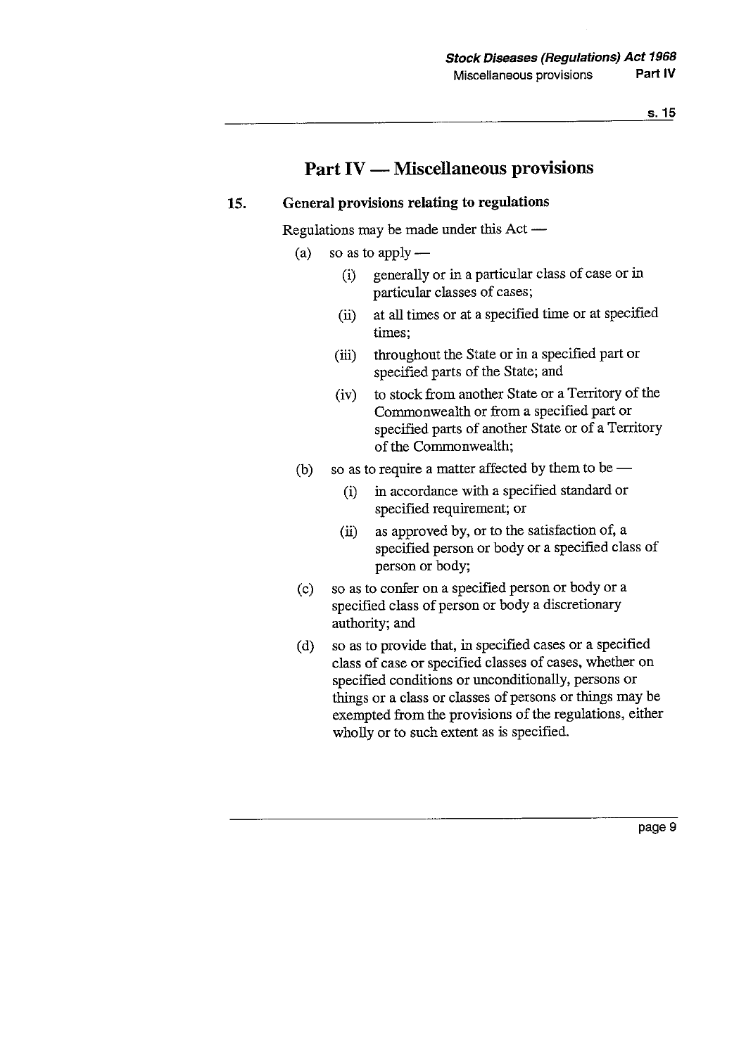# Part IV — Miscellaneous provisions

## 15. General provisions relating to regulations

Regulations may be made under this Act —

- (a) so as to apply —
  - (i) generally or in a particular class of case or in particular classes of cases;
  - (ii) at all times or at a specified time or at specified times;
  - (iii) throughout the State or in a specified part or specified parts of the State; and
  - (iv) to stock from another State or a Territory of the Commonwealth or from a specified part or specified parts of another State or of a Territory of the Commonwealth;
- (b) so as to require a matter affected by them to be —
  - (i) in accordance with a specified standard or specified requirement; or
  - (ii) as approved by, or to the satisfaction of, a specified person or body or a specified class of person or body;
- (c) so as to confer on a specified person or body or a specified class of person or body a discretionary authority; and
- (d) so as to provide that, in specified cases or a specified class of case or specified classes of cases, whether on specified conditions or unconditionally, persons or things or a class or classes of persons or things may be exempted from the provisions of the regulations, either wholly or to such extent as is specified.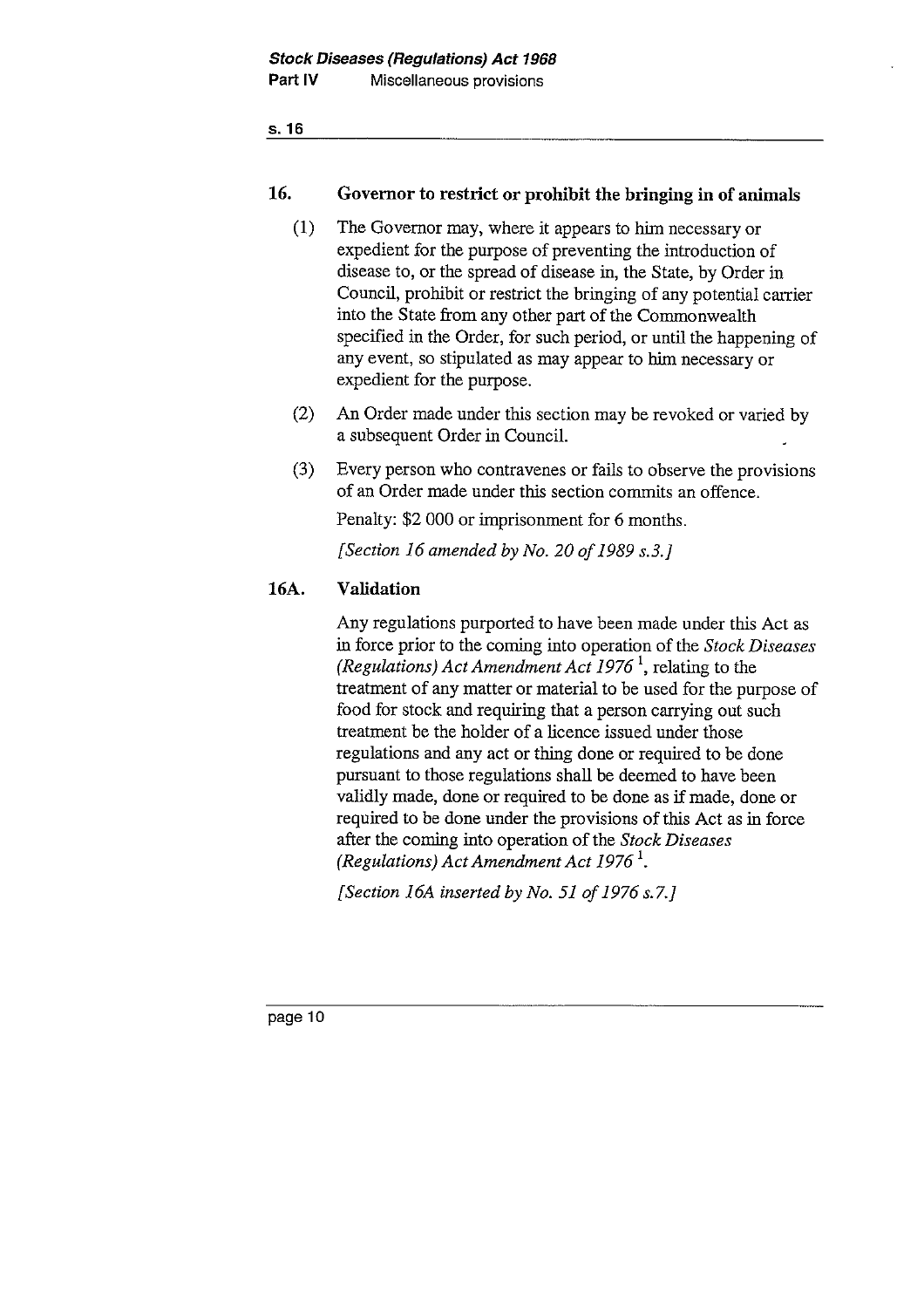## 16. Governor to restrict or prohibit the bringing in of animals

(1) The Governor may, where it appears to him necessary or expedient for the purpose of preventing the introduction of disease to, or the spread of disease in, the State, by Order in Council, prohibit or restrict the bringing of any potential carrier into the State from any other part of the Commonwealth specified in the Order, for such period, or until the happening of any event, so stipulated as may appear to him necessary or expedient for the purpose.

(2) An Order made under this section may be revoked or varied by a subsequent Order in Council.

(3) Every person who contravenes or fails to observe the provisions of an Order made under this section commits an offence.

Penalty: $2 000 or imprisonment for 6 months.

*[Section 16 amended by No. 20 of 1989 s.3.]*

## 16A. Validation

Any regulations purported to have been made under this Act as in force prior to the coming into operation of the *Stock Diseases (Regulations) Act Amendment Act 1976* [1], relating to the treatment of any matter or material to be used for the purpose of food for stock and requiring that a person carrying out such treatment be the holder of a licence issued under those regulations and any act or thing done or required to be done pursuant to those regulations shall be deemed to have been validly made, done or required to be done as if made, done or required to be done under the provisions of this Act as in force after the coming into operation of the *Stock Diseases (Regulations) Act Amendment Act 1976* [1].

*[Section 16A inserted by No. 51 of 1976 s.7.]*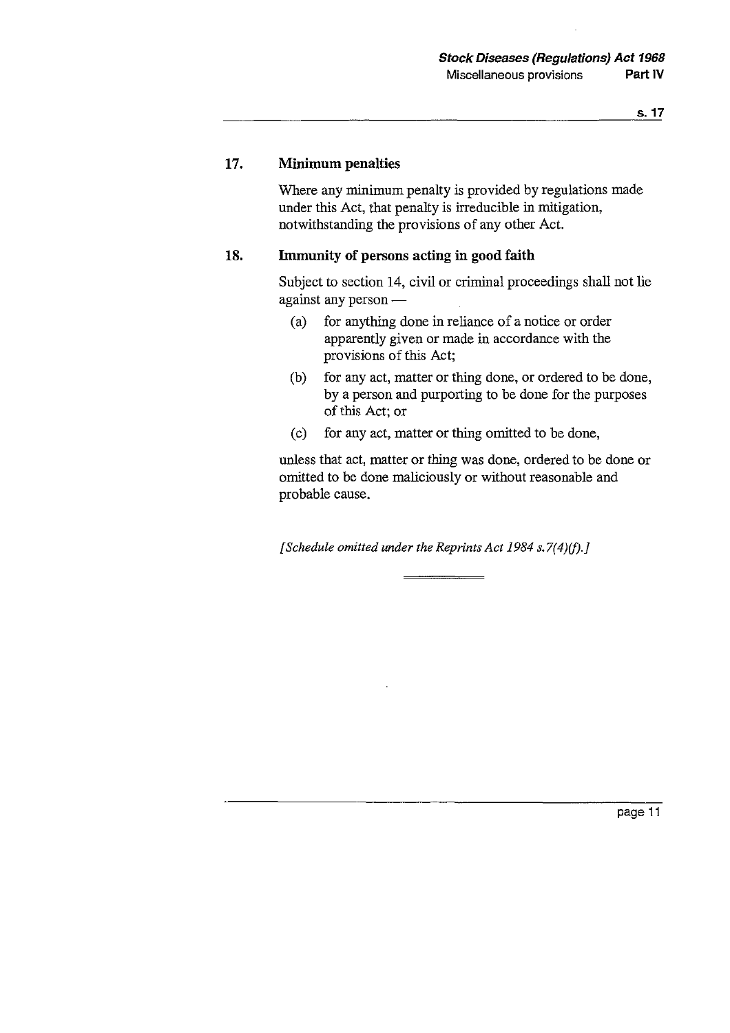## 17. Minimum penalties

Where any minimum penalty is provided by regulations made under this Act, that penalty is irreducible in mitigation, notwithstanding the provisions of any other Act.

## 18. Immunity of persons acting in good faith

Subject to section 14, civil or criminal proceedings shall not lie against any person —

- (a) for anything done in reliance of a notice or order apparently given or made in accordance with the provisions of this Act;
- (b) for any act, matter or thing done, or ordered to be done, by a person and purporting to be done for the purposes of this Act; or
- (c) for any act, matter or thing omitted to be done,

unless that act, matter or thing was done, ordered to be done or omitted to be done maliciously or without reasonable and probable cause.

*[Schedule omitted under the Reprints Act 1984 s.7(4)(f).]*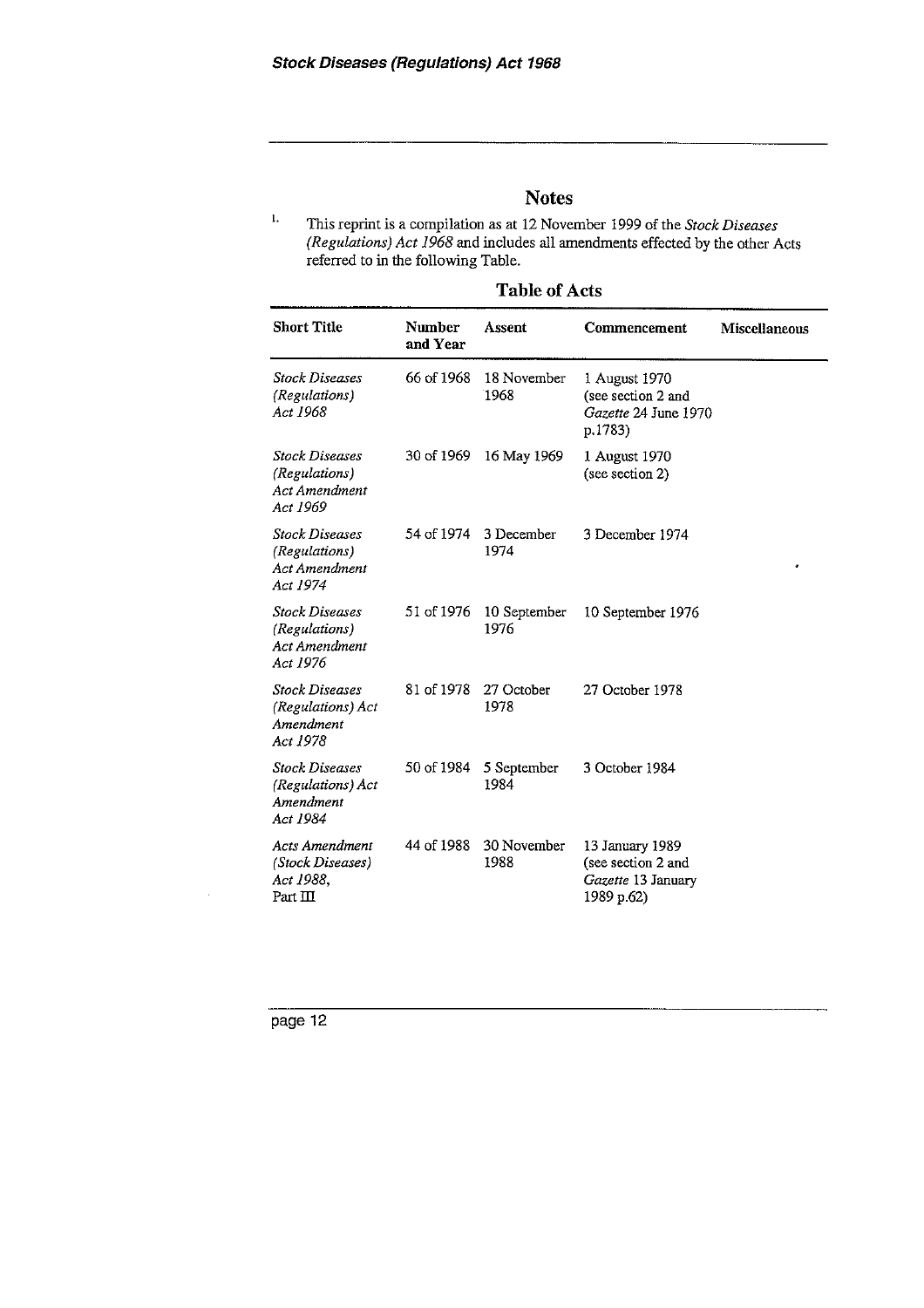## Notes

[1] This reprint is a compilation as at 12 November 1999 of the *Stock Diseases (Regulations) Act 1968* and includes all amendments effected by the other Acts referred to in the following Table.

### Table of Acts

| Short Title | Number and Year | Assent | Commencement | Miscellaneous |
|---|---|---|---|---|
| *Stock Diseases (Regulations) Act 1968* | 66 of 1968 | 18 November 1968 | 1 August 1970 (see section 2 and *Gazette* 24 June 1970 p.1783) | |
| *Stock Diseases (Regulations) Act Amendment Act 1969* | 30 of 1969 | 16 May 1969 | 1 August 1970 (see section 2) | |
| *Stock Diseases (Regulations) Act Amendment Act 1974* | 54 of 1974 | 3 December 1974 | 3 December 1974 | |
| *Stock Diseases (Regulations) Act Amendment Act 1976* | 51 of 1976 | 10 September 1976 | 10 September 1976 | |
| *Stock Diseases (Regulations) Act Amendment Act 1978* | 81 of 1978 | 27 October 1978 | 27 October 1978 | |
| *Stock Diseases (Regulations) Act Amendment Act 1984* | 50 of 1984 | 5 September 1984 | 3 October 1984 | |
| *Acts Amendment (Stock Diseases) Act 1988*, Part III | 44 of 1988 | 30 November 1988 | 13 January 1989 (see section 2 and *Gazette* 13 January 1989 p.62) | |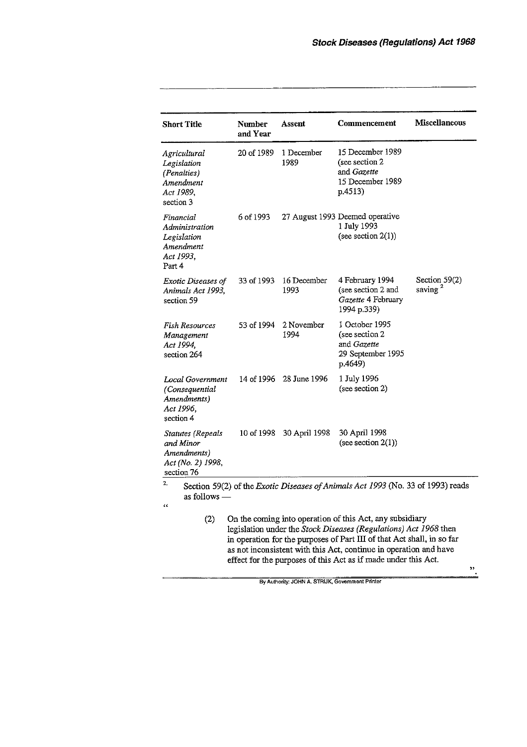| Short Title | Number and Year | Assent | Commencement | Miscellaneous |
| --- | --- | --- | --- | --- |
| *Agricultural Legislation (Penalties) Amendment Act 1989*, section 3 | 20 of 1989 | 1 December 1989 | 15 December 1989 (see section 2 and *Gazette* 15 December 1989 p.4513) | |
| *Financial Administration Legislation Amendment Act 1993*, Part 4 | 6 of 1993 | 27 August 1993 | Deemed operative 1 July 1993 (see section 2(1)) | |
| *Exotic Diseases of Animals Act 1993*, section 59 | 33 of 1993 | 16 December 1993 | 4 February 1994 (see section 2 and *Gazette* 4 February 1994 p.339) | Section 59(2) saving [2] |
| *Fish Resources Management Act 1994*, section 264 | 53 of 1994 | 2 November 1994 | 1 October 1995 (see section 2 and *Gazette* 29 September 1995 p.4649) | |
| *Local Government (Consequential Amendments) Act 1996*, section 4 | 14 of 1996 | 28 June 1996 | 1 July 1996 (see section 2) | |
| *Statutes (Repeals and Minor Amendments) Act (No. 2) 1998*, section 76 | 10 of 1998 | 30 April 1998 | 30 April 1998 (see section 2(1)) | |

2. Section 59(2) of the *Exotic Diseases of Animals Act 1993* (No. 33 of 1993) reads as follows —

"

(2) On the coming into operation of this Act, any subsidiary legislation under the *Stock Diseases (Regulations) Act 1968* then in operation for the purposes of Part III of that Act shall, in so far as not inconsistent with this Act, continue in operation and have effect for the purposes of this Act as if made under this Act.

".

By Authority: JOHN A. STRIJK, Government Printer